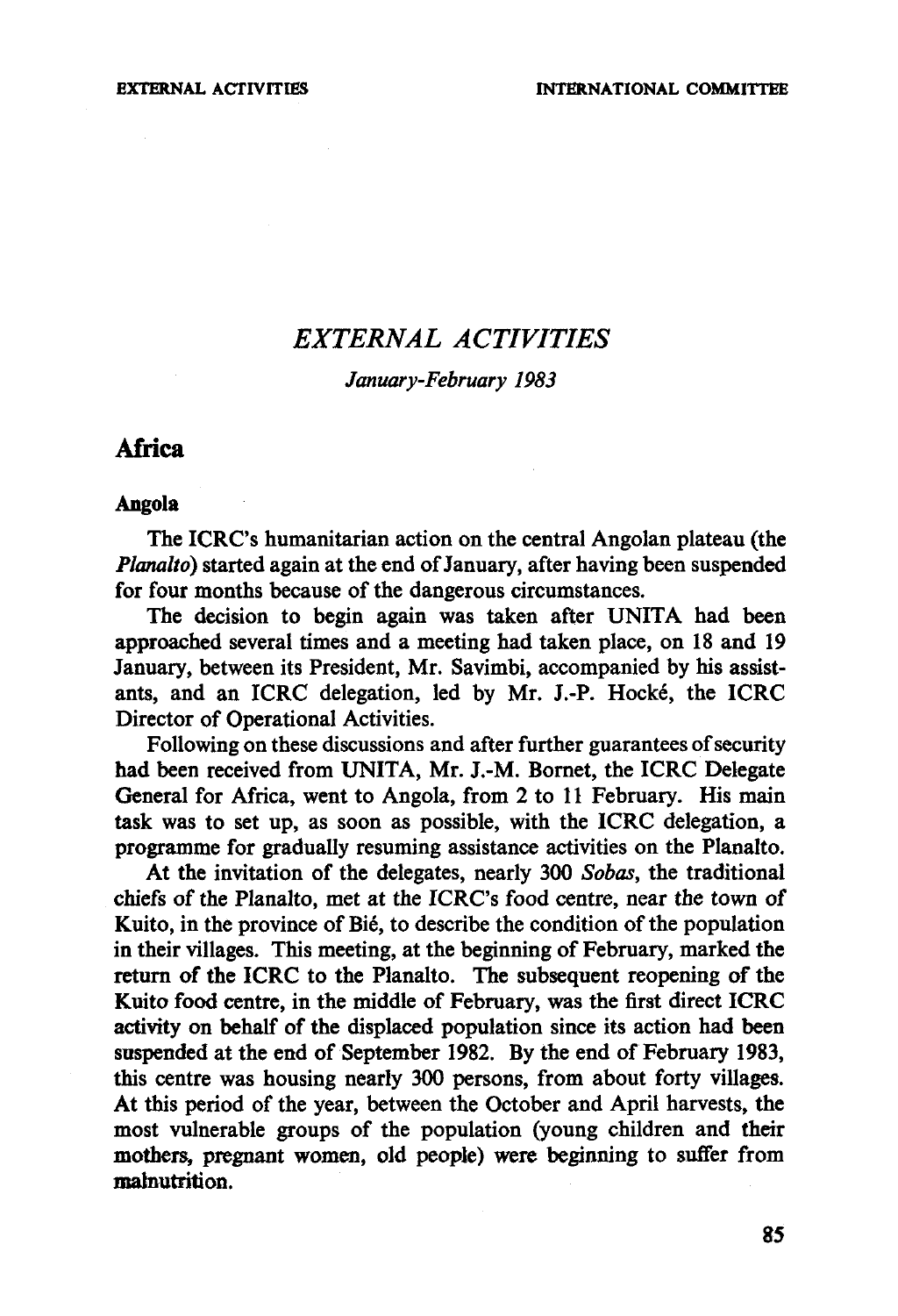# *EXTERNAL ACTIVITIES*

*January-February 1983*

## Africa

### Angola

The ICRC's humanitarian action on the central Angolan plateau (the *Planalto*) started again at the end of January, after having been suspended for four months because of the dangerous circumstances.

The decision to begin again was taken after UNITA had been approached several times and a meeting had taken place, on 18 and 19 January, between its President, Mr. Savimbi, accompanied by his assistants, and an ICRC delegation, led by Mr. J.-P. Hocké, the ICRC Director of Operational Activities.

Following on these discussions and after further guarantees of security had been received from UNITA, Mr. J.-M. Bornet, the ICRC Delegate General for Africa, went to Angola, from 2 to 11 February. His main task was to set up, as soon as possible, with the ICRC delegation, a programme for gradually resuming assistance activities on the Planalto.

At the invitation of the delegates, nearly 300 *Sobas*, the traditional chiefs of the Planalto, met at the ICRC's food centre, near the town of Kuito, in the province of Bié, to describe the condition of the population in their villages. This meeting, at the beginning of February, marked the return of the ICRC to the Planalto. The subsequent reopening of the Kuito food centre, in the middle of February, was the first direct ICRC activity on behalf of the displaced population since its action had been suspended at the end of September 1982. By the end of February 1983, this centre was housing nearly 300 persons, from about forty villages. At this period of the year, between the October and April harvests, the most vulnerable groups of the population (young children and their mothers, pregnant women, old people) were beginning to suffer from malnutrition.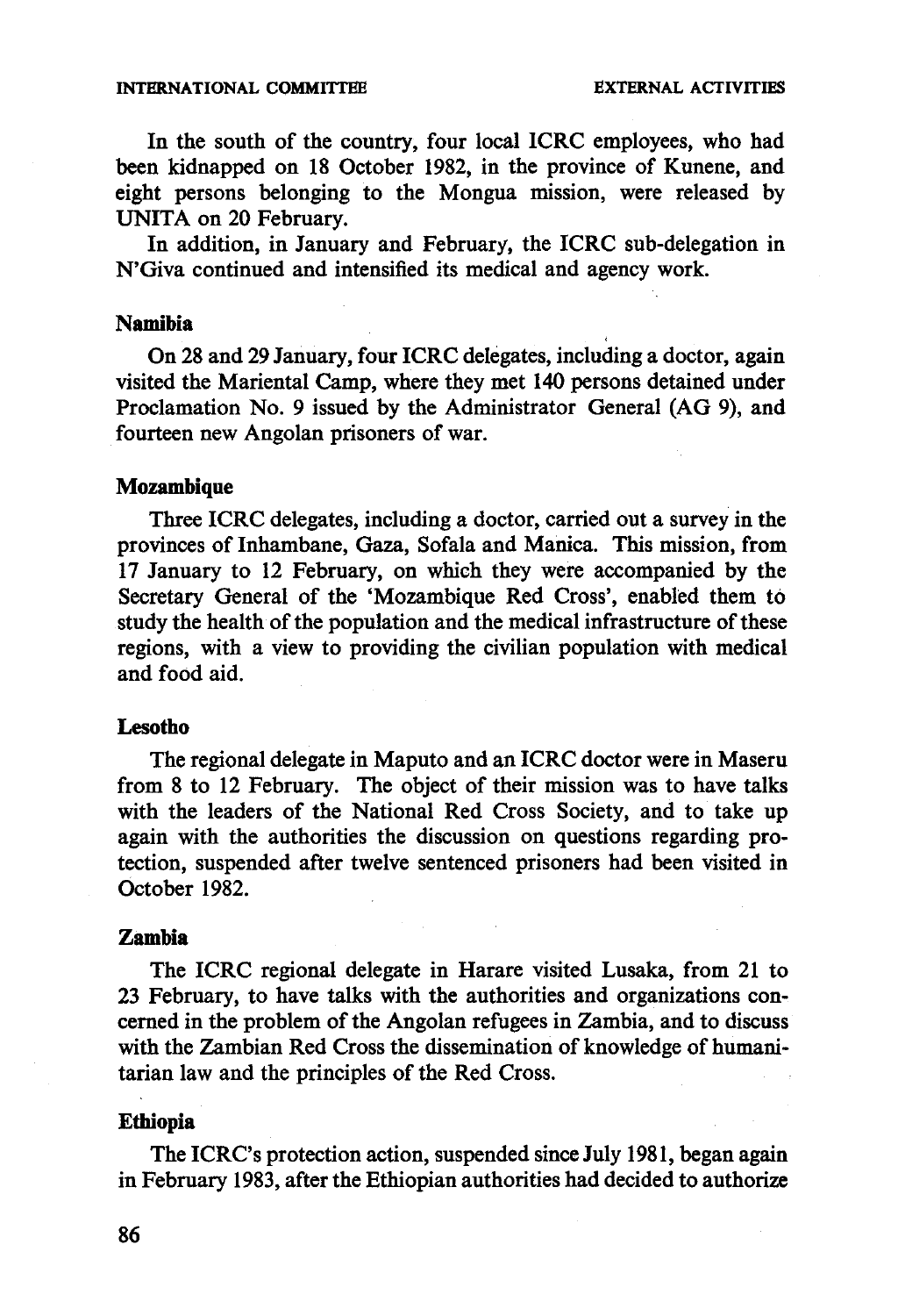In the south of the country, four local ICRC employees, who had been kidnapped on 18 October 1982, in the province of Kunene, and eight persons belonging to the Mongua mission, were released by UNITA on 20 February.

In addition, in January and February, the ICRC sub-delegation in N'Giva continued and intensified its medical and agency work.

### Namibia

On 28 and 29 January, four ICRC delegates, including a doctor, again visited the Mariental Camp, where they met 140 persons detained under Proclamation No. 9 issued by the Administrator General (AG 9), and fourteen new Angolan prisoners of war.

### Mozambique

Three ICRC delegates, including a doctor, carried out a survey in the provinces of Inhambane, Gaza, Sofala and Manica. This mission, from 17 January to 12 February, on which they were accompanied by the Secretary General of the 'Mozambique Red Cross', enabled them to study the health of the population and the medical infrastructure of these regions, with a view to providing the civilian population with medical and food aid.

### Lesotho

The regional delegate in Maputo and an ICRC doctor were in Maseru from 8 to 12 February. The object of their mission was to have talks with the leaders of the National Red Cross Society, and to take up again with the authorities the discussion on questions regarding protection, suspended after twelve sentenced prisoners had been visited in October 1982.

### Zambia

The ICRC regional delegate in Harare visited Lusaka, from 21 to 23 February, to have talks with the authorities and organizations concerned in the problem of the Angolan refugees in Zambia, and to discuss with the Zambian Red Cross the dissemination of knowledge of humanitarian law and the principles of the Red Cross.

### Ethiopia

The ICRC's protection action, suspended since July 1981, began again in February 1983, after the Ethiopian authorities had decided to authorize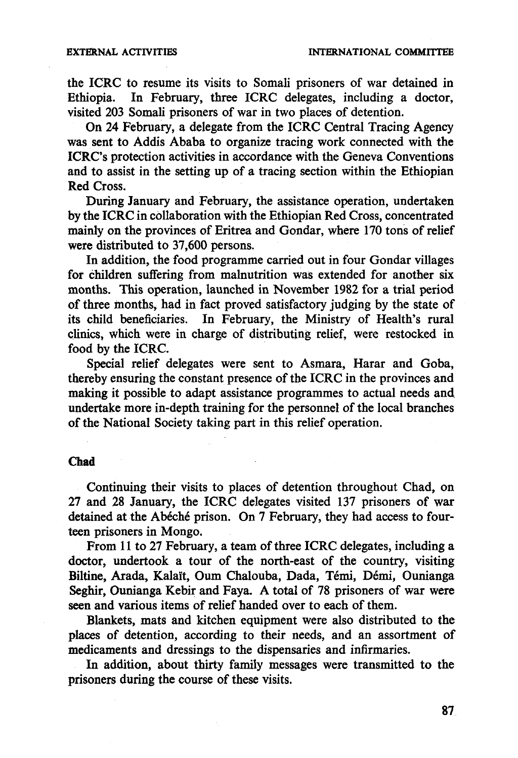the ICRC to resume its visits to Somali prisoners of war detained in Ethiopia. In February, three ICRC delegates, including a doctor, visited 203 Somali prisoners of war in two places of detention.

On 24 February, a delegate from the ICRC Central Tracing Agency was sent to Addis Ababa to organize tracing work connected with the ICRC's protection activities in accordance with the Geneva Conventions and to assist in the setting up of a tracing section within the Ethiopian Red Cross.

During January and February, the assistance operation, undertaken by the ICRC in collaboration with the Ethiopian Red Cross, concentrated mainly on the provinces of Eritrea and Gondar, where 170 tons of relief were distributed to 37,600 persons.

In addition, the food programme carried out in four Gondar villages for children suffering from malnutrition was extended for another six months. This operation, launched in November 1982 for a trial period of three months, had in fact proved satisfactory judging by the state of its child beneficiaries. In February, the Ministry of Health's rural clinics, which were in charge of distributing relief, were restocked in food by the ICRC.

Special relief delegates were sent to Asmara, Harar and Goba, thereby ensuring the constant presence of the ICRC in the provinces and making it possible to adapt assistance programmes to actual needs and undertake more in-depth training for the personnel of the local branches of the National Society taking part in this relief operation.

### Chad

Continuing their visits to places of detention throughout Chad, on 27 and 28 January, the ICRC delegates visited 137 prisoners of war detained at the Abéché prison. On 7 February, they had access to fourteen prisoners in Mongo.

From 11 to 27 February, a team of three ICRC delegates, including a doctor, undertook a tour of the north-east of the country, visiting Biltine, Arada, Kalaït, Oum Chalouba, Dada, Témi, Démi, Ounianga Seghir, Ounianga Kebir and Faya. A total of 78 prisoners of war were seen and various items of relief handed over to each of them.

Blankets, mats and kitchen equipment were also distributed to the places of detention, according to their needs, and an assortment of medicaments and dressings to the dispensaries and infirmaries.

In addition, about thirty family messages were transmitted to the prisoners during the course of these visits.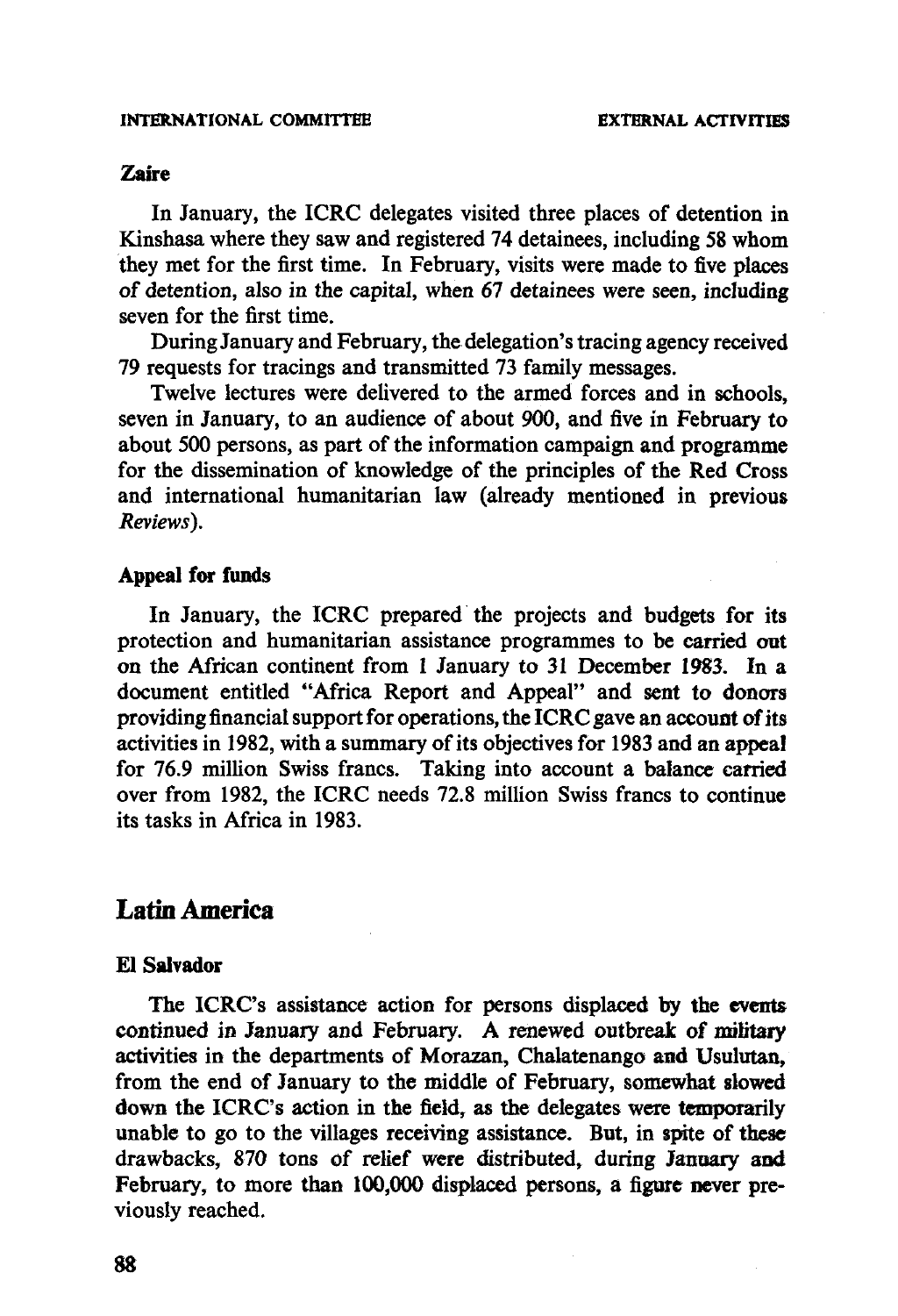### Zaire

In January, the ICRC delegates visited three places of detention in Kinshasa where they saw and registered 74 detainees, including 58 whom they met for the first time. In February, visits were made to five places of detention, also in the capital, when 67 detainees were seen, including seven for the first time.

During January and February, the delegation's tracing agency received 79 requests for tracings and transmitted 73 family messages.

Twelve lectures were delivered to the armed forces and in schools, seven in January, to an audience of about 900, and five in February to about 500 persons, as part of the information campaign and programme for the dissemination of knowledge of the principles of the Red Cross and international humanitarian law (already mentioned in previous *Reviews*).

### Appeal for funds

In January, the ICRC prepared the projects and budgets for its protection and humanitarian assistance programmes to be carried out on the African continent from 1 January to 31 December 1983. In a document entitled "Africa Report and Appeal" and sent to donors providing financial support for operations, the ICRC gave an account of its activities in 1982, with a summary of its objectives for 1983 and an appeal for 76.9 million Swiss francs. Taking into account a balance carried over from 1982, the ICRC needs 72.8 million Swiss francs to continue its tasks in Africa in 1983.

## Latin America

### El Salvador

The ICRC's assistance action for persons displaced by the events continued in January and February. A renewed outbreak of military activities in the departments of Morazan, Chalatenango and Usulutan, from the end of January to the middle of February, somewhat slowed down the ICRC's action in the field, as the delegates were temporarily unable to go to the villages receiving assistance. But, in spite of these drawbacks, 870 tons of relief were distributed, during January and February, to more than 100,000 displaced persons, a figure never previously reached.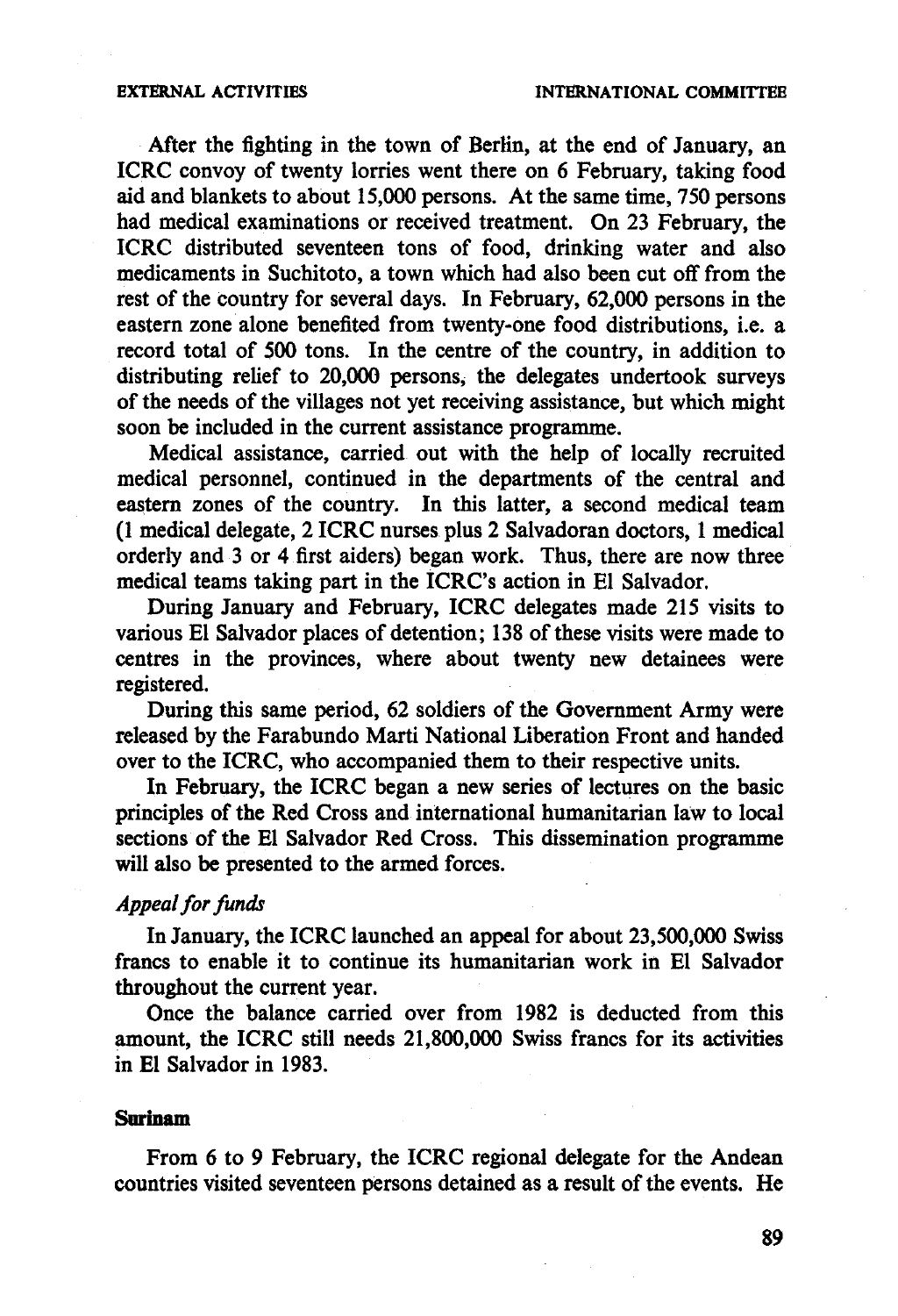After the fighting in the town of Berlin, at the end of January, an ICRC convoy of twenty lorries went there on 6 February, taking food aid and blankets to about 15,000 persons. At the same time, 750 persons had medical examinations or received treatment. On 23 February, the ICRC distributed seventeen tons of food, drinking water and also medicaments in Suchitoto, a town which had also been cut off from the rest of the country for several days. In February, 62,000 persons in the eastern zone alone benefited from twenty-one food distributions, i.e. a record total of 500 tons. In the centre of the country, in addition to distributing relief to 20,000 persons, the delegates undertook surveys of the needs of the villages not yet receiving assistance, but which might soon be included in the current assistance programme.

Medical assistance, carried out with the help of locally recruited medical personnel, continued in the departments of the central and eastern zones of the country. In this latter, a second medical team (1 medical delegate, 2 ICRC nurses plus 2 Salvadoran doctors, 1 medical orderly and 3 or 4 first aiders) began work. Thus, there are now three medical teams taking part in the ICRC's action in El Salvador.

During January and February, ICRC delegates made 215 visits to various El Salvador places of detention; 138 of these visits were made to centres in the provinces, where about twenty new detainees were registered.

During this same period, 62 soldiers of the Government Army were released by the Farabundo Marti National Liberation Front and handed over to the ICRC, who accompanied them to their respective units.

In February, the ICRC began a new series of lectures on the basic principles of the Red Cross and international humanitarian law to local sections of the El Salvador Red Cross. This dissemination programme will also be presented to the armed forces.

*Appeal for funds*

In January, the ICRC launched an appeal for about 23,500,000 Swiss francs to enable it to continue its humanitarian work in El Salvador throughout the current year.

Once the balance carried over from 1982 is deducted from this amount, the ICRC still needs 21,800,000 Swiss francs for its activities in El Salvador in 1983.

## Surinam

From 6 to 9 February, the ICRC regional delegate for the Andean countries visited seventeen persons detained as a result of the events. He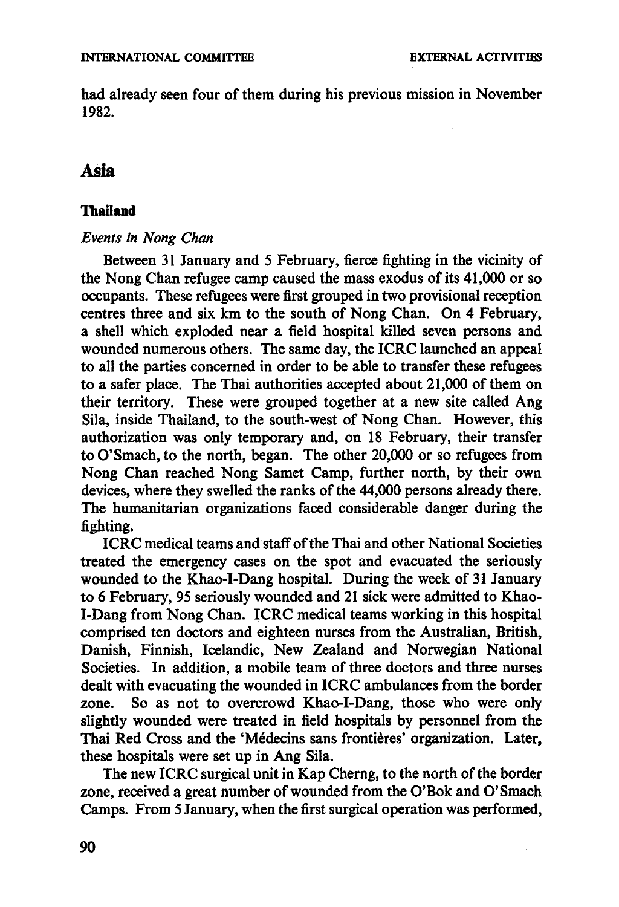had already seen four of them during his previous mission in November 1982.

## Asia

### Thailand

*Events in Nong Chan*

Between 31 January and 5 February, fierce fighting in the vicinity of the Nong Chan refugee camp caused the mass exodus of its 41,000 or so occupants. These refugees were first grouped in two provisional reception centres three and six km to the south of Nong Chan. On 4 February, a shell which exploded near a field hospital killed seven persons and wounded numerous others. The same day, the ICRC launched an appeal to all the parties concerned in order to be able to transfer these refugees to a safer place. The Thai authorities accepted about 21,000 of them on their territory. These were grouped together at a new site called Ang Sila, inside Thailand, to the south-west of Nong Chan. However, this authorization was only temporary and, on 18 February, their transfer to O'Smach, to the north, began. The other 20,000 or so refugees from Nong Chan reached Nong Samet Camp, further north, by their own devices, where they swelled the ranks of the 44,000 persons already there. The humanitarian organizations faced considerable danger during the fighting.

ICRC medical teams and staff of the Thai and other National Societies treated the emergency cases on the spot and evacuated the seriously wounded to the Khao-I-Dang hospital. During the week of 31 January to 6 February, 95 seriously wounded and 21 sick were admitted to Khao-I-Dang from Nong Chan. ICRC medical teams working in this hospital comprised ten doctors and eighteen nurses from the Australian, British, Danish, Finnish, Icelandic, New Zealand and Norwegian National Societies. In addition, a mobile team of three doctors and three nurses dealt with evacuating the wounded in ICRC ambulances from the border zone. So as not to overcrowd Khao-I-Dang, those who were only slightly wounded were treated in field hospitals by personnel from the Thai Red Cross and the 'Médecins sans frontières' organization. Later, these hospitals were set up in Ang Sila.

The new ICRC surgical unit in Kap Cherng, to the north of the border zone, received a great number of wounded from the O'Bok and O'Smach Camps. From 5 January, when the first surgical operation was performed,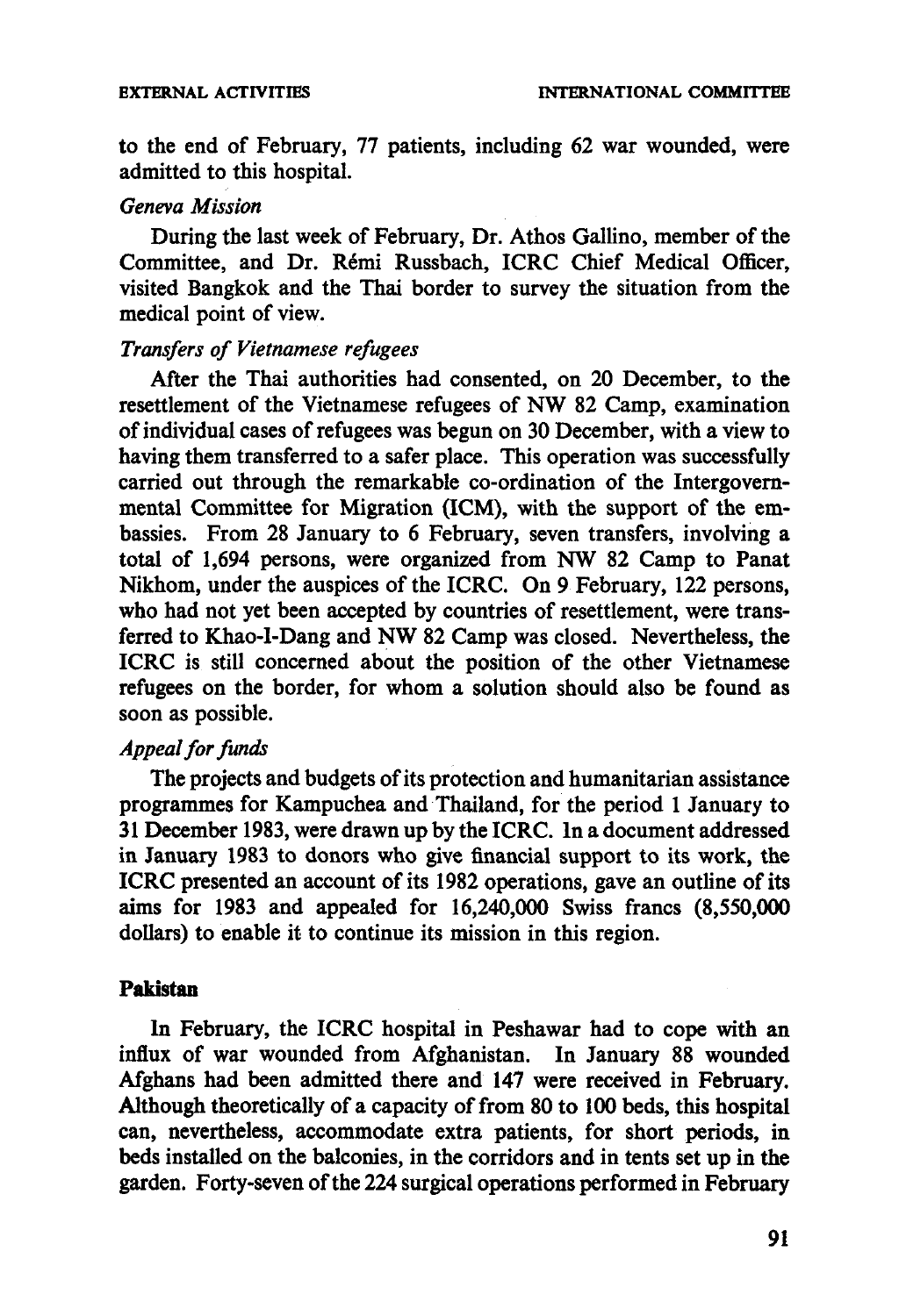to the end of February, 77 patients, including 62 war wounded, were admitted to this hospital.

*Geneva Mission*

During the last week of February, Dr. Athos Gallino, member of the Committee, and Dr. Rémi Russbach, ICRC Chief Medical Officer, visited Bangkok and the Thai border to survey the situation from the medical point of view.

*Transfers of Vietnamese refugees*

After the Thai authorities had consented, on 20 December, to the resettlement of the Vietnamese refugees of NW 82 Camp, examination of individual cases of refugees was begun on 30 December, with a view to having them transferred to a safer place. This operation was successfully carried out through the remarkable co-ordination of the Intergovernmental Committee for Migration (ICM), with the support of the embassies. From 28 January to 6 February, seven transfers, involving a total of 1,694 persons, were organized from NW 82 Camp to Panat Nikhom, under the auspices of the ICRC. On 9 February, 122 persons, who had not yet been accepted by countries of resettlement, were transferred to Khao-I-Dang and NW 82 Camp was closed. Nevertheless, the ICRC is still concerned about the position of the other Vietnamese refugees on the border, for whom a solution should also be found as soon as possible.

*Appeal for funds*

The projects and budgets of its protection and humanitarian assistance programmes for Kampuchea and Thailand, for the period 1 January to 31 December 1983, were drawn up by the ICRC. In a document addressed in January 1983 to donors who give financial support to its work, the ICRC presented an account of its 1982 operations, gave an outline of its aims for 1983 and appealed for 16,240,000 Swiss francs (8,550,000 dollars) to enable it to continue its mission in this region.

## Pakistan

In February, the ICRC hospital in Peshawar had to cope with an influx of war wounded from Afghanistan. In January 88 wounded Afghans had been admitted there and 147 were received in February. Although theoretically of a capacity of from 80 to 100 beds, this hospital can, nevertheless, accommodate extra patients, for short periods, in beds installed on the balconies, in the corridors and in tents set up in the garden. Forty-seven of the 224 surgical operations performed in February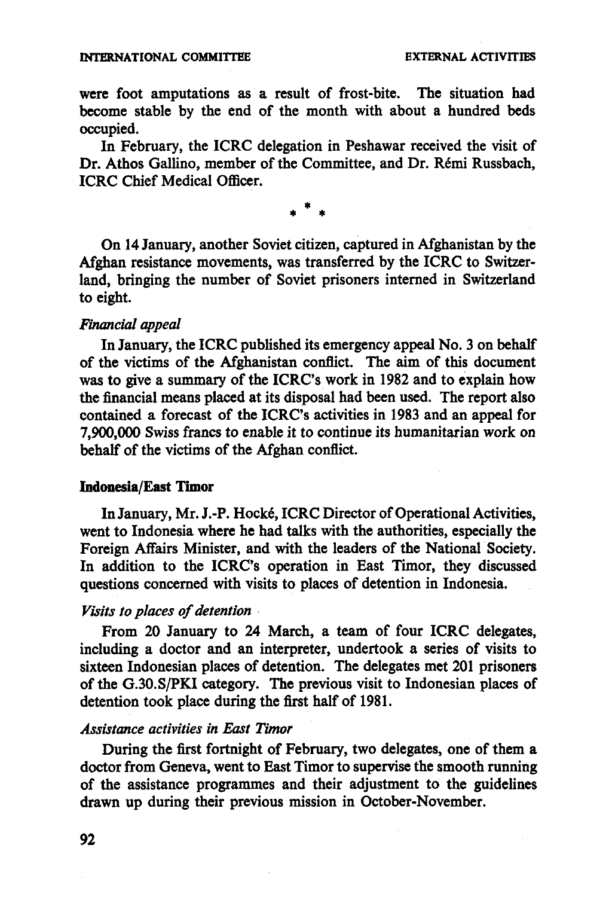were foot amputations as a result of frost-bite. The situation had become stable by the end of the month with about a hundred beds occupied.

In February, the ICRC delegation in Peshawar received the visit of Dr. Athos Gallino, member of the Committee, and Dr. Rémi Russbach, ICRC Chief Medical Officer.

\* \* \*

On 14 January, another Soviet citizen, captured in Afghanistan by the Afghan resistance movements, was transferred by the ICRC to Switzerland, bringing the number of Soviet prisoners interned in Switzerland to eight.

*Financial appeal*

In January, the ICRC published its emergency appeal No. 3 on behalf of the victims of the Afghanistan conflict. The aim of this document was to give a summary of the ICRC's work in 1982 and to explain how the financial means placed at its disposal had been used. The report also contained a forecast of the ICRC's activities in 1983 and an appeal for 7,900,000 Swiss francs to enable it to continue its humanitarian work on behalf of the victims of the Afghan conflict.

**Indonesia/East Timor**

In January, Mr. J.-P. Hocké, ICRC Director of Operational Activities, went to Indonesia where he had talks with the authorities, especially the Foreign Affairs Minister, and with the leaders of the National Society. In addition to the ICRC's operation in East Timor, they discussed questions concerned with visits to places of detention in Indonesia.

*Visits to places of detention*

From 20 January to 24 March, a team of four ICRC delegates, including a doctor and an interpreter, undertook a series of visits to sixteen Indonesian places of detention. The delegates met 201 prisoners of the G.30.S/PKI category. The previous visit to Indonesian places of detention took place during the first half of 1981.

*Assistance activities in East Timor*

During the first fortnight of February, two delegates, one of them a doctor from Geneva, went to East Timor to supervise the smooth running of the assistance programmes and their adjustment to the guidelines drawn up during their previous mission in October-November.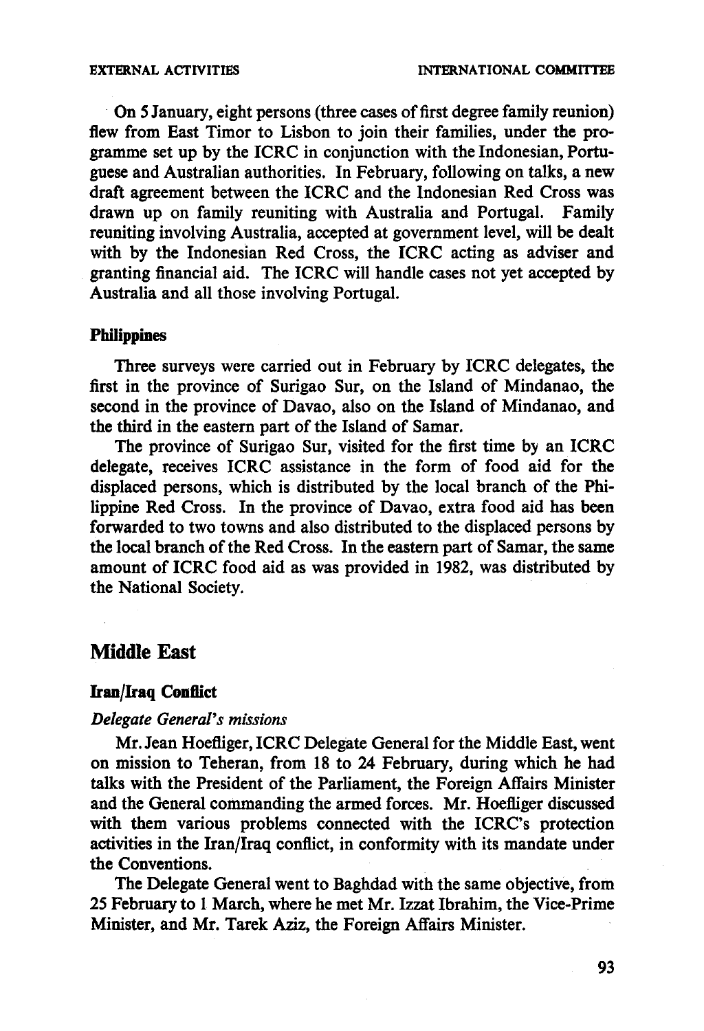On 5 January, eight persons (three cases of first degree family reunion) flew from East Timor to Lisbon to join their families, under the programme set up by the ICRC in conjunction with the Indonesian, Portuguese and Australian authorities. In February, following on talks, a new draft agreement between the ICRC and the Indonesian Red Cross was drawn up on family reuniting with Australia and Portugal. Family reuniting involving Australia, accepted at government level, will be dealt with by the Indonesian Red Cross, the ICRC acting as adviser and granting financial aid. The ICRC will handle cases not yet accepted by Australia and all those involving Portugal.

### Philippines

Three surveys were carried out in February by ICRC delegates, the first in the province of Surigao Sur, on the Island of Mindanao, the second in the province of Davao, also on the Island of Mindanao, and the third in the eastern part of the Island of Samar.

The province of Surigao Sur, visited for the first time by an ICRC delegate, receives ICRC assistance in the form of food aid for the displaced persons, which is distributed by the local branch of the Philippine Red Cross. In the province of Davao, extra food aid has been forwarded to two towns and also distributed to the displaced persons by the local branch of the Red Cross. In the eastern part of Samar, the same amount of ICRC food aid as was provided in 1982, was distributed by the National Society.

## Middle East

### Iran/Iraq Conflict

*Delegate General's missions*

Mr. Jean Hoefliger, ICRC Delegate General for the Middle East, went on mission to Teheran, from 18 to 24 February, during which he had talks with the President of the Parliament, the Foreign Affairs Minister and the General commanding the armed forces. Mr. Hoefliger discussed with them various problems connected with the ICRC's protection activities in the Iran/Iraq conflict, in conformity with its mandate under the Conventions.

The Delegate General went to Baghdad with the same objective, from 25 February to 1 March, where he met Mr. Izzat Ibrahim, the Vice-Prime Minister, and Mr. Tarek Aziz, the Foreign Affairs Minister.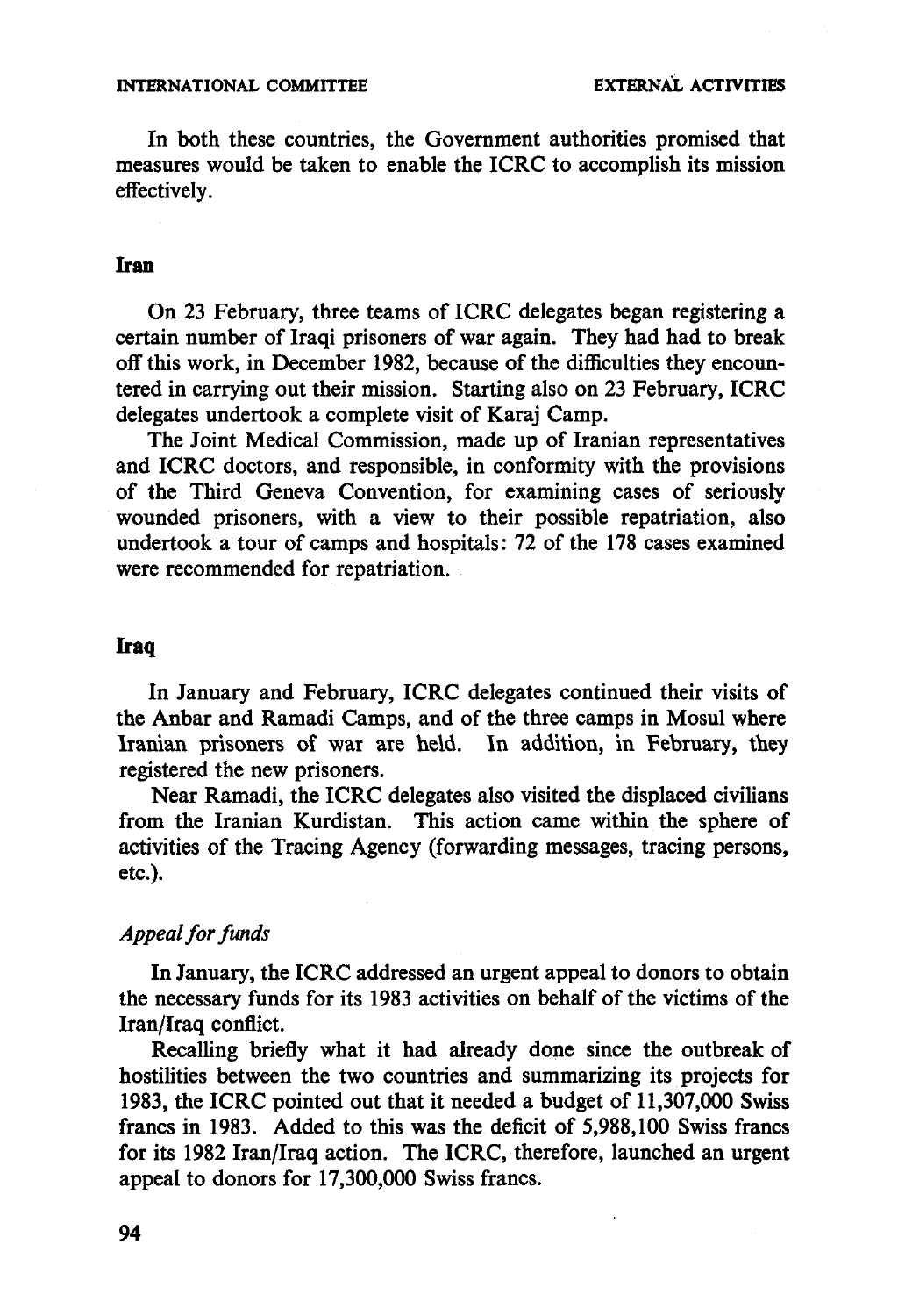In both these countries, the Government authorities promised that measures would be taken to enable the ICRC to accomplish its mission effectively.

### Iran

On 23 February, three teams of ICRC delegates began registering a certain number of Iraqi prisoners of war again. They had had to break off this work, in December 1982, because of the difficulties they encountered in carrying out their mission. Starting also on 23 February, ICRC delegates undertook a complete visit of Karaj Camp.

The Joint Medical Commission, made up of Iranian representatives and ICRC doctors, and responsible, in conformity with the provisions of the Third Geneva Convention, for examining cases of seriously wounded prisoners, with a view to their possible repatriation, also undertook a tour of camps and hospitals: 72 of the 178 cases examined were recommended for repatriation.

### Iraq

In January and February, ICRC delegates continued their visits of the Anbar and Ramadi Camps, and of the three camps in Mosul where Iranian prisoners of war are held. In addition, in February, they registered the new prisoners.

Near Ramadi, the ICRC delegates also visited the displaced civilians from the Iranian Kurdistan. This action came within the sphere of activities of the Tracing Agency (forwarding messages, tracing persons, etc.).

#### *Appeal for funds*

In January, the ICRC addressed an urgent appeal to donors to obtain the necessary funds for its 1983 activities on behalf of the victims of the Iran/Iraq conflict.

Recalling briefly what it had already done since the outbreak of hostilities between the two countries and summarizing its projects for 1983, the ICRC pointed out that it needed a budget of 11,307,000 Swiss francs in 1983. Added to this was the deficit of 5,988,100 Swiss francs for its 1982 Iran/Iraq action. The ICRC, therefore, launched an urgent appeal to donors for 17,300,000 Swiss francs.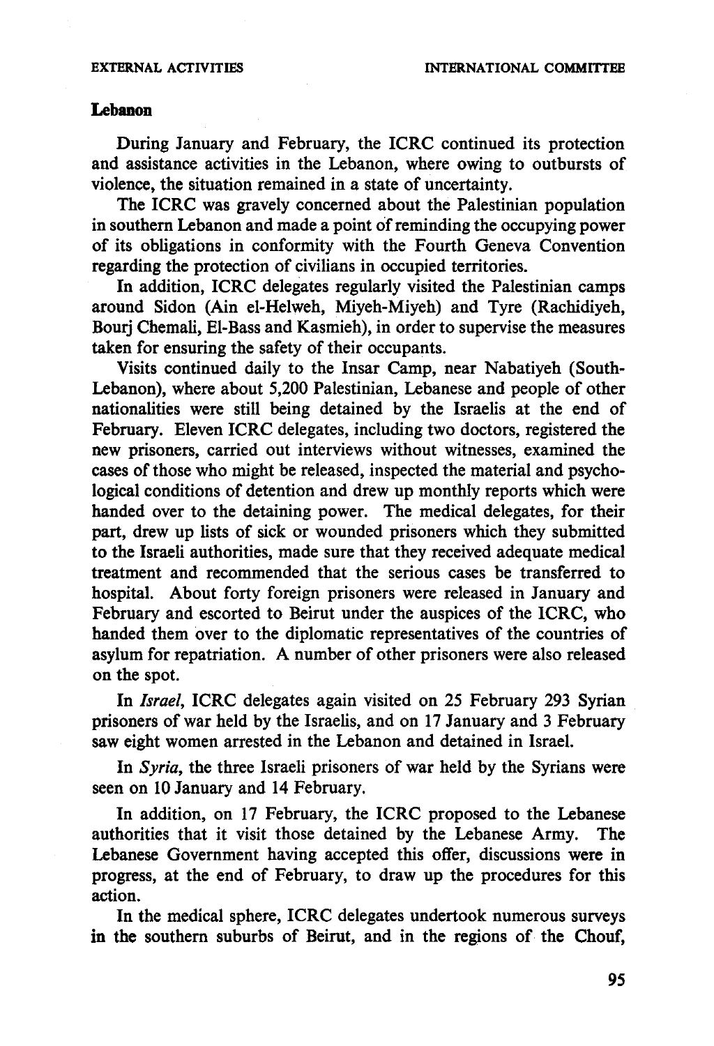## Lebanon

During January and February, the ICRC continued its protection and assistance activities in the Lebanon, where owing to outbursts of violence, the situation remained in a state of uncertainty.

The ICRC was gravely concerned about the Palestinian population in southern Lebanon and made a point of reminding the occupying power of its obligations in conformity with the Fourth Geneva Convention regarding the protection of civilians in occupied territories.

In addition, ICRC delegates regularly visited the Palestinian camps around Sidon (Ain el-Helweh, Miyeh-Miyeh) and Tyre (Rachidiyeh, Bourj Chemali, El-Bass and Kasmieh), in order to supervise the measures taken for ensuring the safety of their occupants.

Visits continued daily to the Insar Camp, near Nabatiyeh (South-Lebanon), where about 5,200 Palestinian, Lebanese and people of other nationalities were still being detained by the Israelis at the end of February. Eleven ICRC delegates, including two doctors, registered the new prisoners, carried out interviews without witnesses, examined the cases of those who might be released, inspected the material and psychological conditions of detention and drew up monthly reports which were handed over to the detaining power. The medical delegates, for their part, drew up lists of sick or wounded prisoners which they submitted to the Israeli authorities, made sure that they received adequate medical treatment and recommended that the serious cases be transferred to hospital. About forty foreign prisoners were released in January and February and escorted to Beirut under the auspices of the ICRC, who handed them over to the diplomatic representatives of the countries of asylum for repatriation. A number of other prisoners were also released on the spot.

In *Israel*, ICRC delegates again visited on 25 February 293 Syrian prisoners of war held by the Israelis, and on 17 January and 3 February saw eight women arrested in the Lebanon and detained in Israel.

In *Syria*, the three Israeli prisoners of war held by the Syrians were seen on 10 January and 14 February.

In addition, on 17 February, the ICRC proposed to the Lebanese authorities that it visit those detained by the Lebanese Army. The Lebanese Government having accepted this offer, discussions were in progress, at the end of February, to draw up the procedures for this action.

In the medical sphere, ICRC delegates undertook numerous surveys in the southern suburbs of Beirut, and in the regions of the Chouf,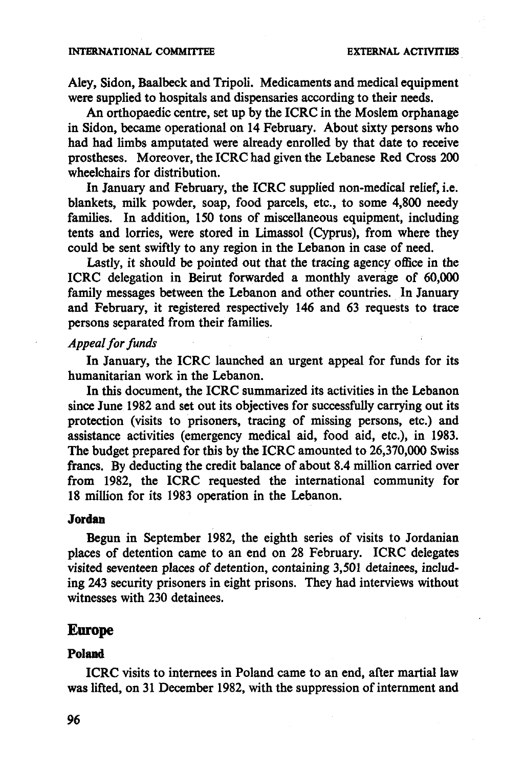Aley, Sidon, Baalbeck and Tripoli. Medicaments and medical equipment were supplied to hospitals and dispensaries according to their needs.

An orthopaedic centre, set up by the ICRC in the Moslem orphanage in Sidon, became operational on 14 February. About sixty persons who had had limbs amputated were already enrolled by that date to receive prostheses. Moreover, the ICRC had given the Lebanese Red Cross 200 wheelchairs for distribution.

In January and February, the ICRC supplied non-medical relief, i.e. blankets, milk powder, soap, food parcels, etc., to some 4,800 needy families. In addition, 150 tons of miscellaneous equipment, including tents and lorries, were stored in Limassol (Cyprus), from where they could be sent swiftly to any region in the Lebanon in case of need.

Lastly, it should be pointed out that the tracing agency office in the ICRC delegation in Beirut forwarded a monthly average of 60,000 family messages between the Lebanon and other countries. In January and February, it registered respectively 146 and 63 requests to trace persons separated from their families.

*Appeal for funds*

In January, the ICRC launched an urgent appeal for funds for its humanitarian work in the Lebanon.

In this document, the ICRC summarized its activities in the Lebanon since June 1982 and set out its objectives for successfully carrying out its protection (visits to prisoners, tracing of missing persons, etc.) and assistance activities (emergency medical aid, food aid, etc.), in 1983. The budget prepared for this by the ICRC amounted to 26,370,000 Swiss francs. By deducting the credit balance of about 8.4 million carried over from 1982, the ICRC requested the international community for 18 million for its 1983 operation in the Lebanon.

### Jordan

Begun in September 1982, the eighth series of visits to Jordanian places of detention came to an end on 28 February. ICRC delegates visited seventeen places of detention, containing 3,501 detainees, including 243 security prisoners in eight prisons. They had interviews without witnesses with 230 detainees.

## Europe

### Poland

ICRC visits to internees in Poland came to an end, after martial law was lifted, on 31 December 1982, with the suppression of internment and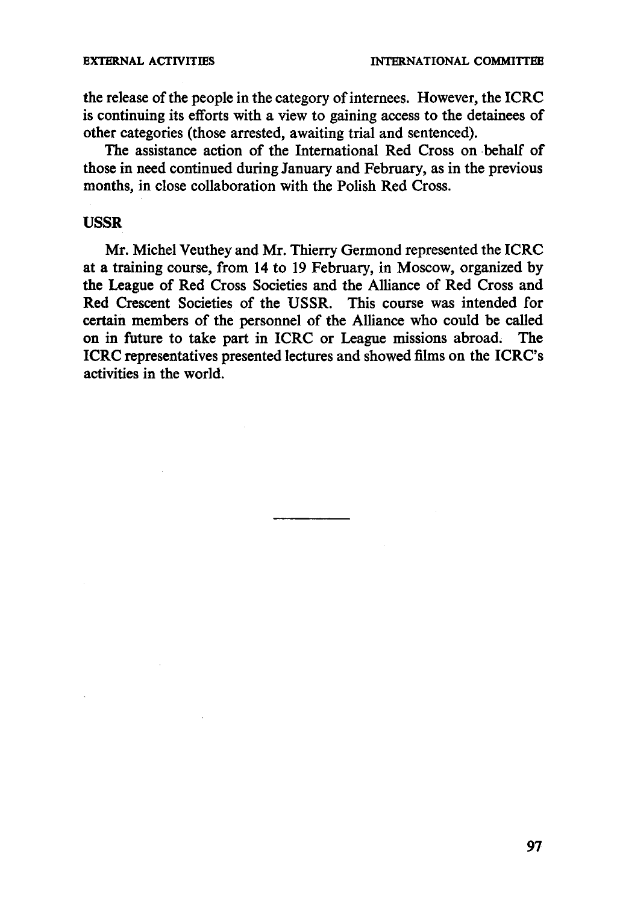the release of the people in the category of internees. However, the ICRC is continuing its efforts with a view to gaining access to the detainees of other categories (those arrested, awaiting trial and sentenced).

The assistance action of the International Red Cross on behalf of those in need continued during January and February, as in the previous months, in close collaboration with the Polish Red Cross.

## USSR

Mr. Michel Veuthey and Mr. Thierry Germond represented the ICRC at a training course, from 14 to 19 February, in Moscow, organized by the League of Red Cross Societies and the Alliance of Red Cross and Red Crescent Societies of the USSR. This course was intended for certain members of the personnel of the Alliance who could be called on in future to take part in ICRC or League missions abroad. The ICRC representatives presented lectures and showed films on the ICRC's activities in the world.